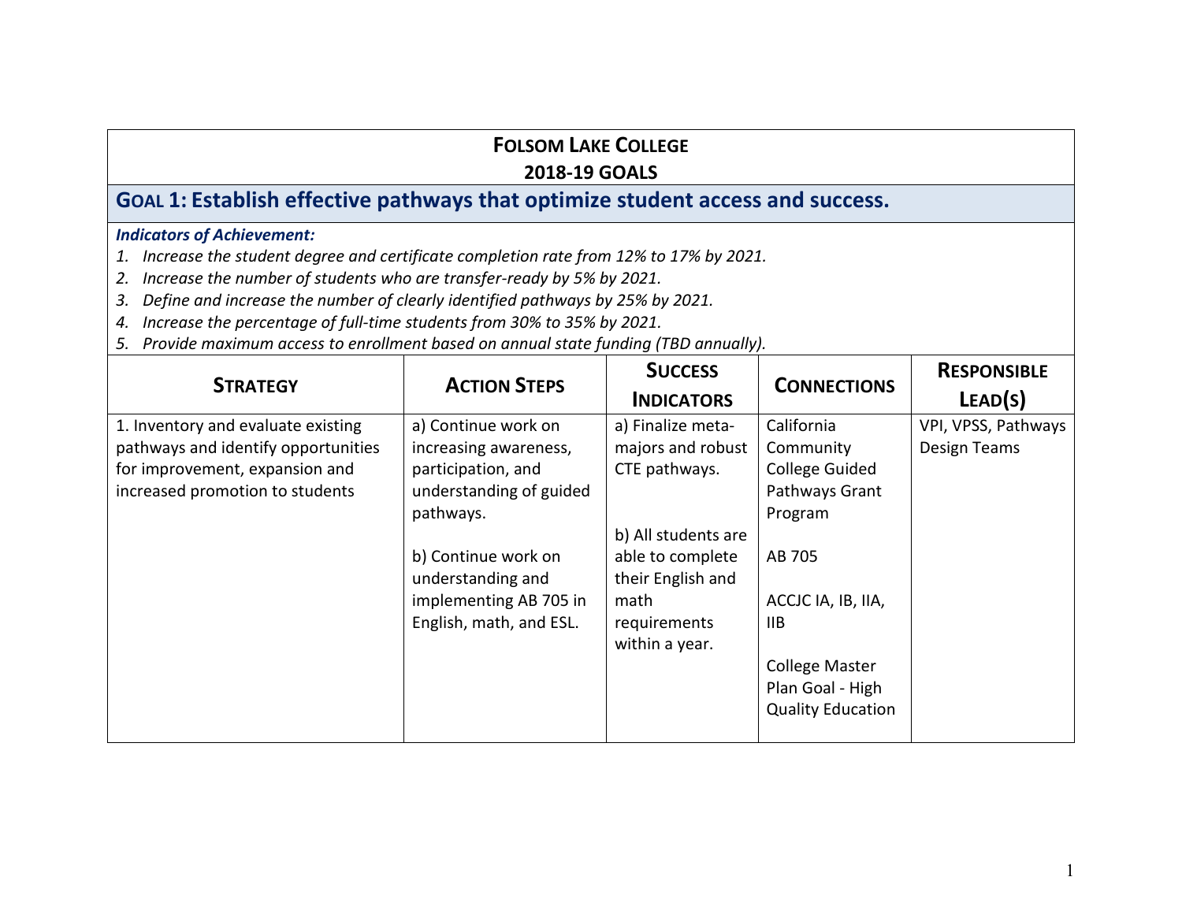# Folsom Lake College
## 2018-19 Goals

## Goal 1: Establish effective pathways that optimize student access and success.

***Indicators of Achievement:***

1. *Increase the student degree and certificate completion rate from 12% to 17% by 2021.*
2. *Increase the number of students who are transfer-ready by 5% by 2021.*
3. *Define and increase the number of clearly identified pathways by 25% by 2021.*
4. *Increase the percentage of full-time students from 30% to 35% by 2021.*
5. *Provide maximum access to enrollment based on annual state funding (TBD annually).*

| Strategy | Action Steps | Success Indicators | Connections | Responsible Lead(s) |
|---|---|---|---|---|
| 1. Inventory and evaluate existing pathways and identify opportunities for improvement, expansion and increased promotion to students | a) Continue work on increasing awareness, participation, and understanding of guided pathways.<br><br>b) Continue work on understanding and implementing AB 705 in English, math, and ESL. | a) Finalize meta-majors and robust CTE pathways.<br><br>b) All students are able to complete their English and math requirements within a year. | California Community College Guided Pathways Grant Program<br><br>AB 705<br><br>ACCJC IA, IB, IIA, IIB<br><br>College Master Plan Goal - High Quality Education | VPI, VPSS, Pathways Design Teams |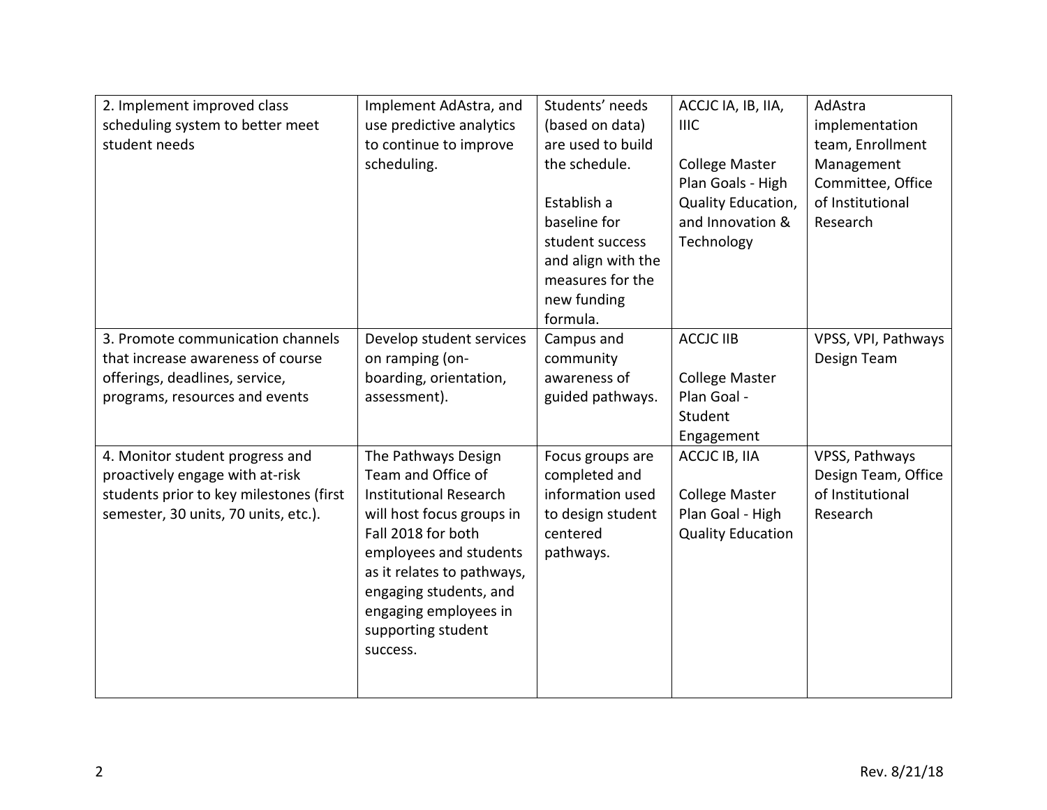| | | | | |
|---|---|---|---|---|
| 2. Implement improved class scheduling system to better meet student needs | Implement AdAstra, and use predictive analytics to continue to improve scheduling. | Students' needs (based on data) are used to build the schedule.<br><br>Establish a baseline for student success and align with the measures for the new funding formula. | ACCJC IA, IB, IIA, IIIC<br><br>College Master Plan Goals - High Quality Education, and Innovation & Technology | AdAstra implementation team, Enrollment Management Committee, Office of Institutional Research |
| 3. Promote communication channels that increase awareness of course offerings, deadlines, service, programs, resources and events | Develop student services on ramping (on-boarding, orientation, assessment). | Campus and community awareness of guided pathways. | ACCJC IIB<br><br>College Master Plan Goal - Student Engagement | VPSS, VPI, Pathways Design Team |
| 4. Monitor student progress and proactively engage with at-risk students prior to key milestones (first semester, 30 units, 70 units, etc.). | The Pathways Design Team and Office of Institutional Research will host focus groups in Fall 2018 for both employees and students as it relates to pathways, engaging students, and engaging employees in supporting student success. | Focus groups are completed and information used to design student centered pathways. | ACCJC IB, IIA<br><br>College Master Plan Goal - High Quality Education | VPSS, Pathways Design Team, Office of Institutional Research |

Rev. 8/21/18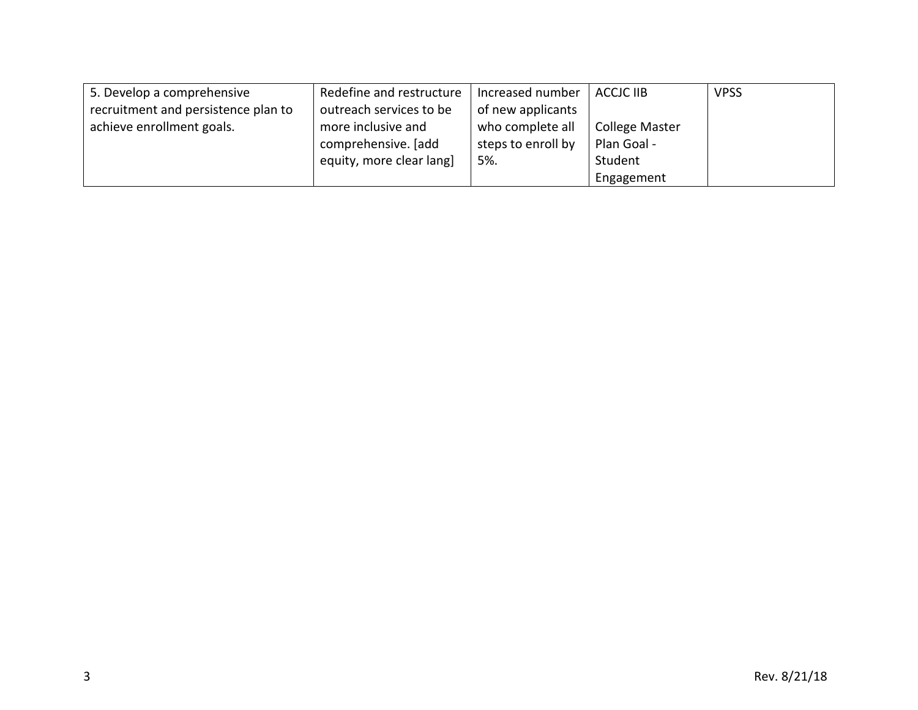| | | | | |
|---|---|---|---|---|
| 5. Develop a comprehensive recruitment and persistence plan to achieve enrollment goals. | Redefine and restructure outreach services to be more inclusive and comprehensive. [add equity, more clear lang] | Increased number of new applicants who complete all steps to enroll by 5%. | ACCJC IIB<br><br>College Master Plan Goal - Student Engagement | VPSS |

Rev. 8/21/18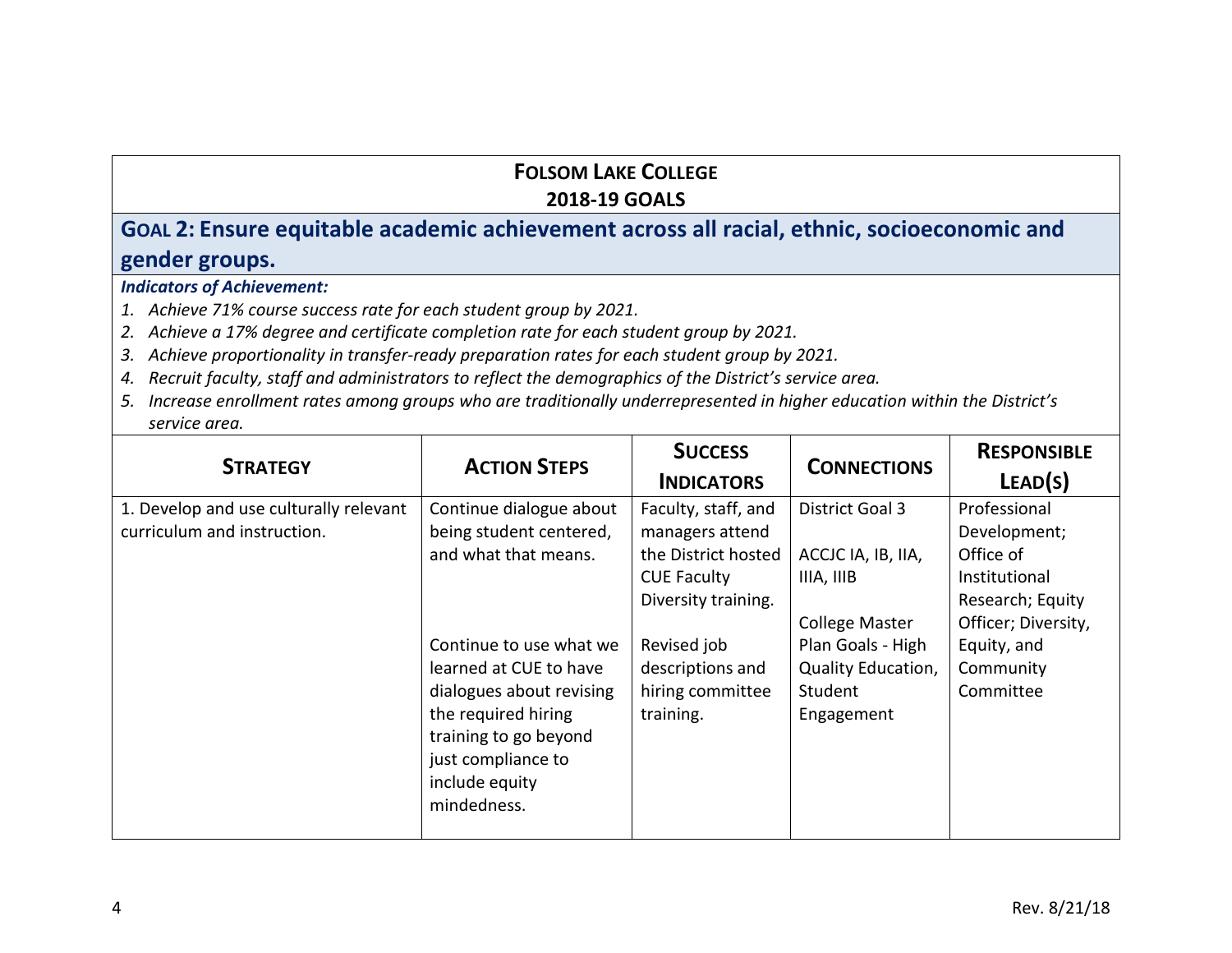**FOLSOM LAKE COLLEGE**
**2018-19 GOALS**

## GOAL 2: Ensure equitable academic achievement across all racial, ethnic, socioeconomic and gender groups.

***Indicators of Achievement:***

1. *Achieve 71% course success rate for each student group by 2021.*
2. *Achieve a 17% degree and certificate completion rate for each student group by 2021.*
3. *Achieve proportionality in transfer-ready preparation rates for each student group by 2021.*
4. *Recruit faculty, staff and administrators to reflect the demographics of the District's service area.*
5. *Increase enrollment rates among groups who are traditionally underrepresented in higher education within the District's service area.*

| STRATEGY | ACTION STEPS | SUCCESS INDICATORS | CONNECTIONS | RESPONSIBLE LEAD(S) |
|---|---|---|---|---|
| 1. Develop and use culturally relevant curriculum and instruction. | Continue dialogue about being student centered, and what that means.<br><br>Continue to use what we learned at CUE to have dialogues about revising the required hiring training to go beyond just compliance to include equity mindedness. | Faculty, staff, and managers attend the District hosted CUE Faculty Diversity training.<br><br>Revised job descriptions and hiring committee training. | District Goal 3<br><br>ACCJC IA, IB, IIA, IIIA, IIIB<br><br>College Master Plan Goals - High Quality Education, Student Engagement | Professional Development; Office of Institutional Research; Equity Officer; Diversity, Equity, and Community Committee |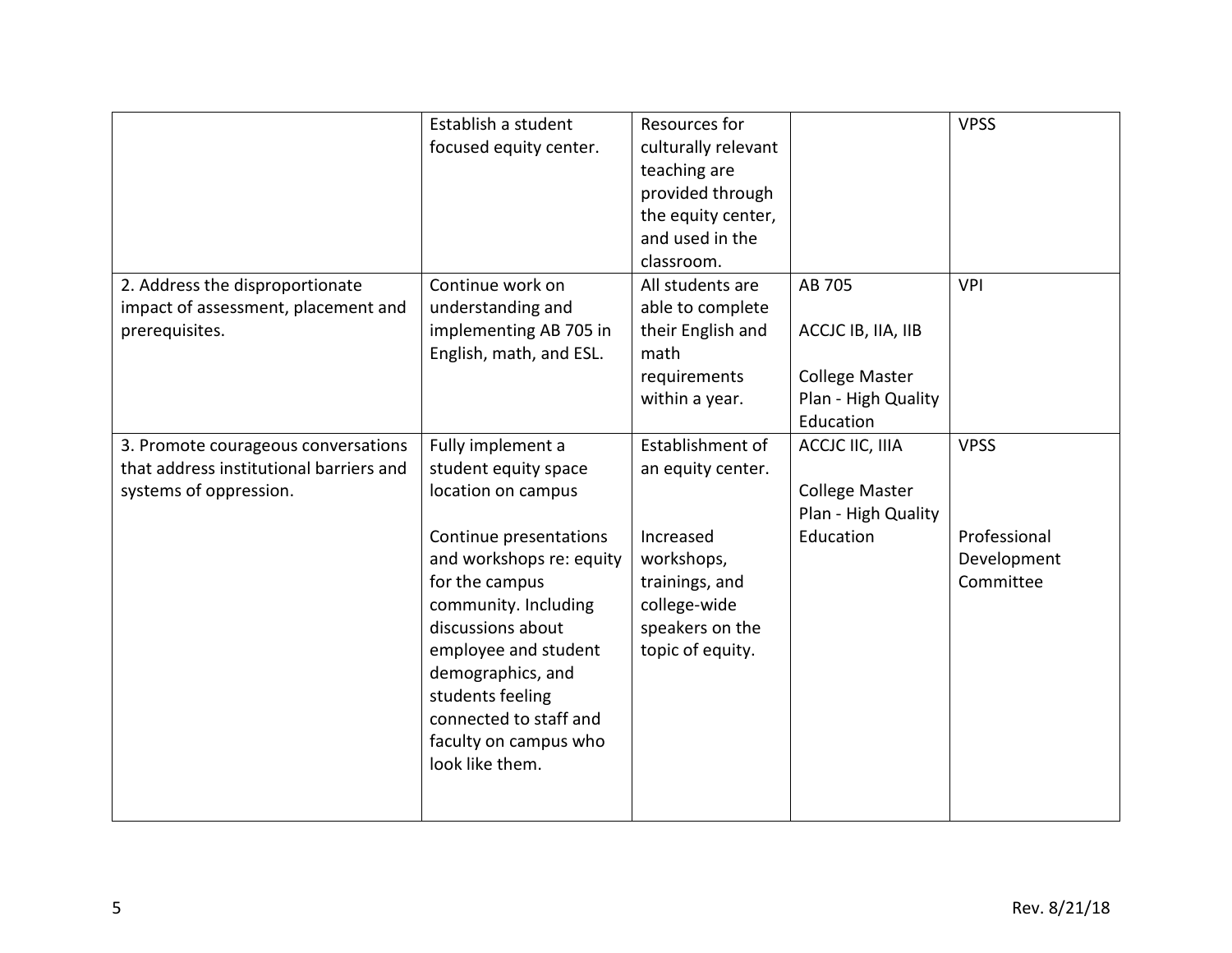| | | | | |
|---|---|---|---|---|
| | Establish a student focused equity center. | Resources for culturally relevant teaching are provided through the equity center, and used in the classroom. | | VPSS |
| 2. Address the disproportionate impact of assessment, placement and prerequisites. | Continue work on understanding and implementing AB 705 in English, math, and ESL. | All students are able to complete their English and math requirements within a year. | AB 705<br><br>ACCJC IB, IIA, IIB<br><br>College Master Plan - High Quality Education | VPI |
| 3. Promote courageous conversations that address institutional barriers and systems of oppression. | Fully implement a student equity space location on campus<br><br>Continue presentations and workshops re: equity for the campus community. Including discussions about employee and student demographics, and students feeling connected to staff and faculty on campus who look like them. | Establishment of an equity center.<br><br>Increased workshops, trainings, and college-wide speakers on the topic of equity. | ACCJC IIC, IIIA<br><br>College Master Plan - High Quality Education | VPSS<br><br>Professional Development Committee |

Rev. 8/21/18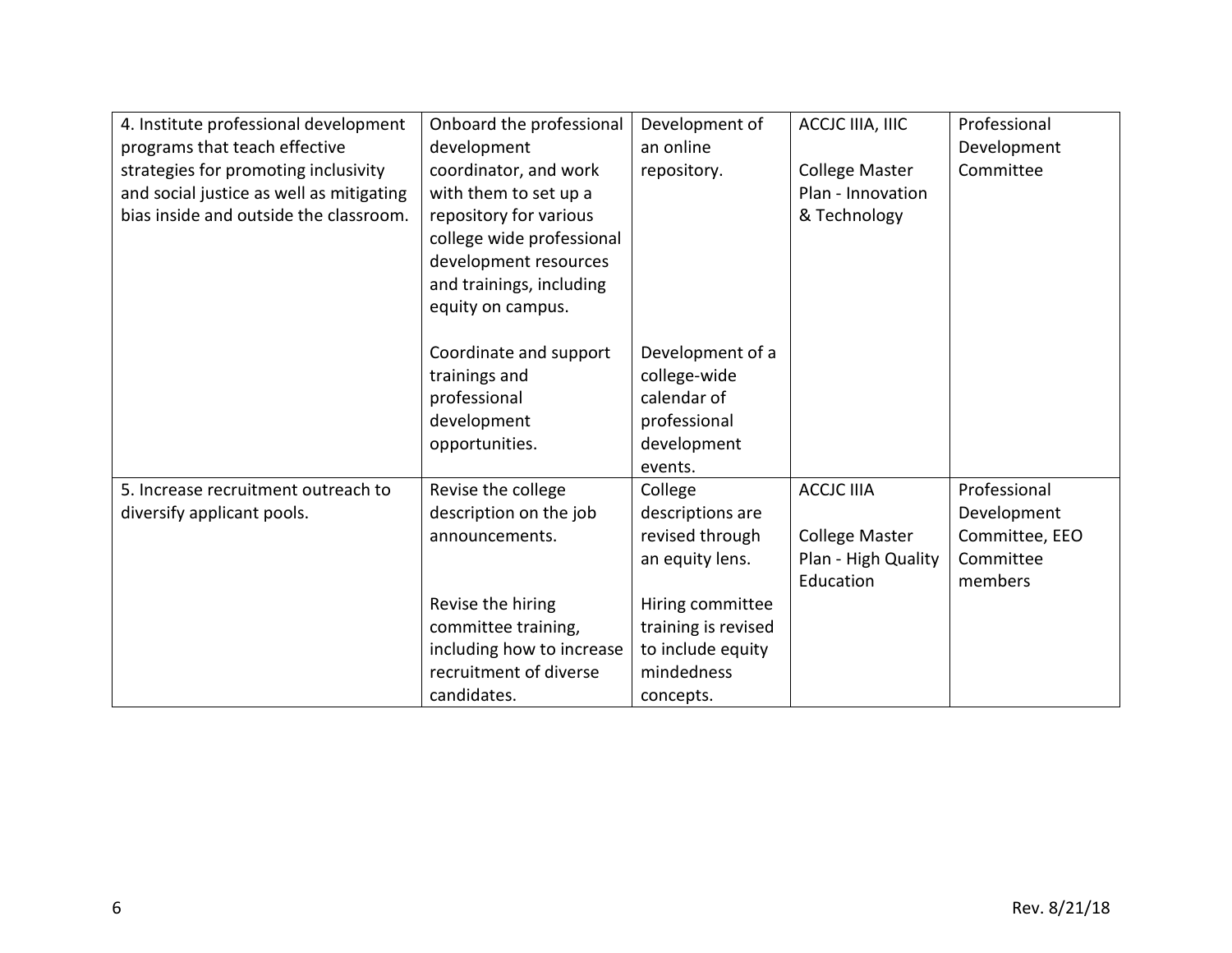| | | | | |
|---|---|---|---|---|
| 4. Institute professional development programs that teach effective strategies for promoting inclusivity and social justice as well as mitigating bias inside and outside the classroom. | Onboard the professional development coordinator, and work with them to set up a repository for various college wide professional development resources and trainings, including equity on campus.<br><br>Coordinate and support trainings and professional development opportunities. | Development of an online repository.<br><br>Development of a college-wide calendar of professional development events. | ACCJC IIIA, IIIC<br><br>College Master Plan - Innovation & Technology | Professional Development Committee |
| 5. Increase recruitment outreach to diversify applicant pools. | Revise the college description on the job announcements.<br><br>Revise the hiring committee training, including how to increase recruitment of diverse candidates. | College descriptions are revised through an equity lens.<br><br>Hiring committee training is revised to include equity mindedness concepts. | ACCJC IIIA<br><br>College Master Plan - High Quality Education | Professional Development Committee, EEO Committee members |

Rev. 8/21/18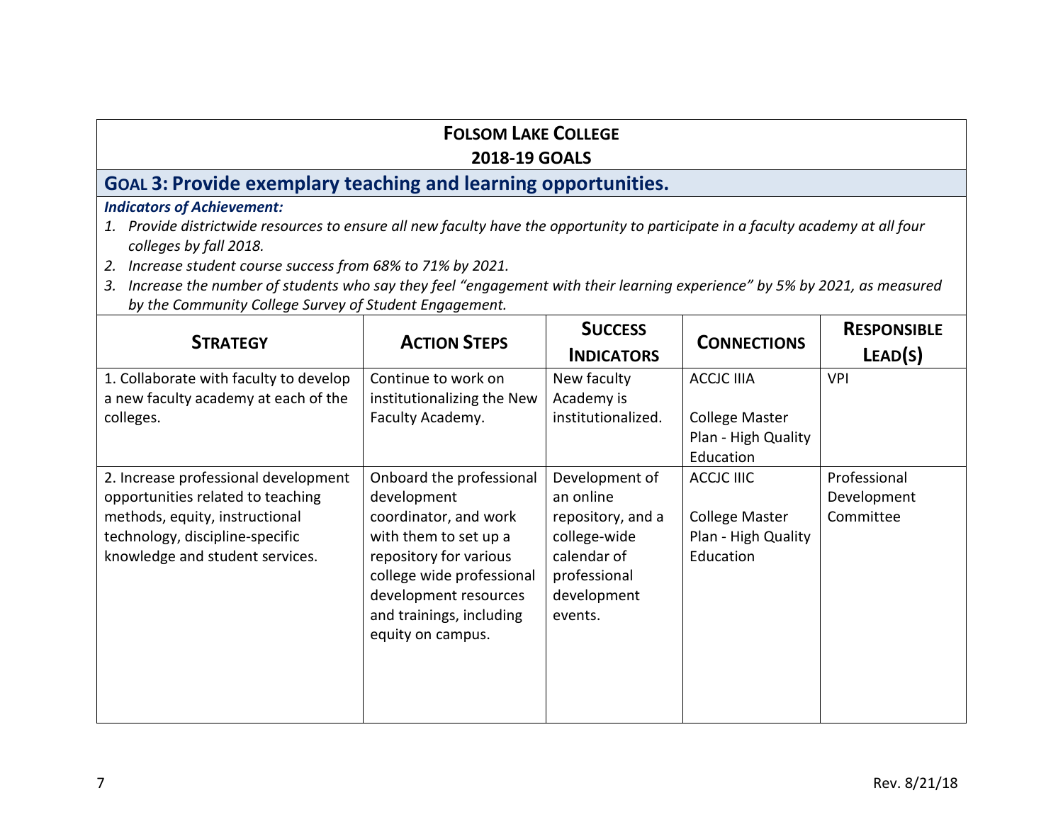## FOLSOM LAKE COLLEGE
## 2018-19 GOALS

### GOAL 3: Provide exemplary teaching and learning opportunities.

***Indicators of Achievement:***

1. *Provide districtwide resources to ensure all new faculty have the opportunity to participate in a faculty academy at all four colleges by fall 2018.*
2. *Increase student course success from 68% to 71% by 2021.*
3. *Increase the number of students who say they feel "engagement with their learning experience" by 5% by 2021, as measured by the Community College Survey of Student Engagement.*

| STRATEGY | ACTION STEPS | SUCCESS INDICATORS | CONNECTIONS | RESPONSIBLE LEAD(S) |
|---|---|---|---|---|
| 1. Collaborate with faculty to develop a new faculty academy at each of the colleges. | Continue to work on institutionalizing the New Faculty Academy. | New faculty Academy is institutionalized. | ACCJC IIIA<br><br>College Master Plan - High Quality Education | VPI |
| 2. Increase professional development opportunities related to teaching methods, equity, instructional technology, discipline-specific knowledge and student services. | Onboard the professional development coordinator, and work with them to set up a repository for various college wide professional development resources and trainings, including equity on campus. | Development of an online repository, and a college-wide calendar of professional development events. | ACCJC IIIC<br><br>College Master Plan - High Quality Education | Professional Development Committee |

Rev. 8/21/18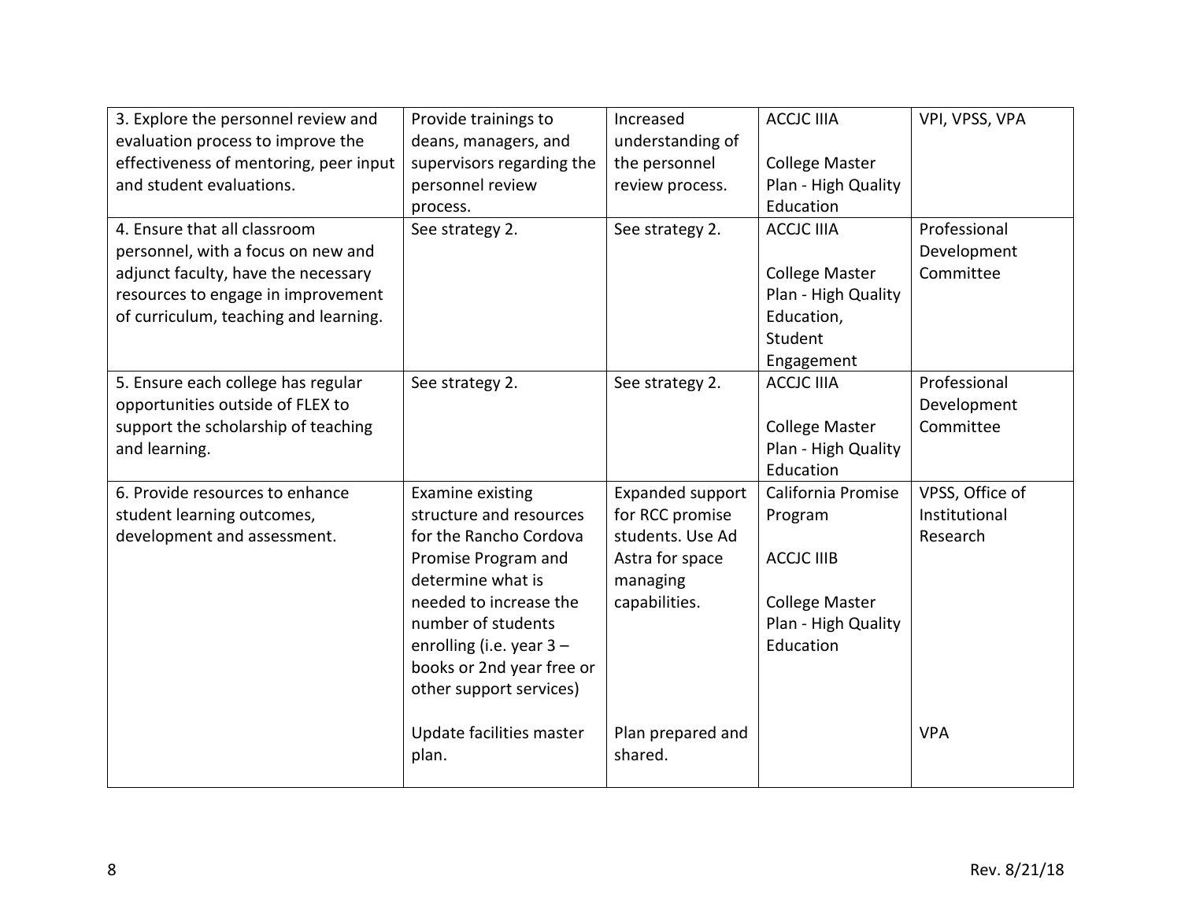| | | | | |
|---|---|---|---|---|
| 3. Explore the personnel review and evaluation process to improve the effectiveness of mentoring, peer input and student evaluations. | Provide trainings to deans, managers, and supervisors regarding the personnel review process. | Increased understanding of the personnel review process. | ACCJC IIIA<br><br>College Master Plan - High Quality Education | VPI, VPSS, VPA |
| 4. Ensure that all classroom personnel, with a focus on new and adjunct faculty, have the necessary resources to engage in improvement of curriculum, teaching and learning. | See strategy 2. | See strategy 2. | ACCJC IIIA<br><br>College Master Plan - High Quality Education, Student Engagement | Professional Development Committee |
| 5. Ensure each college has regular opportunities outside of FLEX to support the scholarship of teaching and learning. | See strategy 2. | See strategy 2. | ACCJC IIIA<br><br>College Master Plan - High Quality Education | Professional Development Committee |
| 6. Provide resources to enhance student learning outcomes, development and assessment. | Examine existing structure and resources for the Rancho Cordova Promise Program and determine what is needed to increase the number of students enrolling (i.e. year 3 – books or 2nd year free or other support services)<br><br>Update facilities master plan. | Expanded support for RCC promise students. Use Ad Astra for space managing capabilities.<br><br>Plan prepared and shared. | California Promise Program<br><br>ACCJC IIIB<br><br>College Master Plan - High Quality Education | VPSS, Office of Institutional Research<br><br>VPA |

Rev. 8/21/18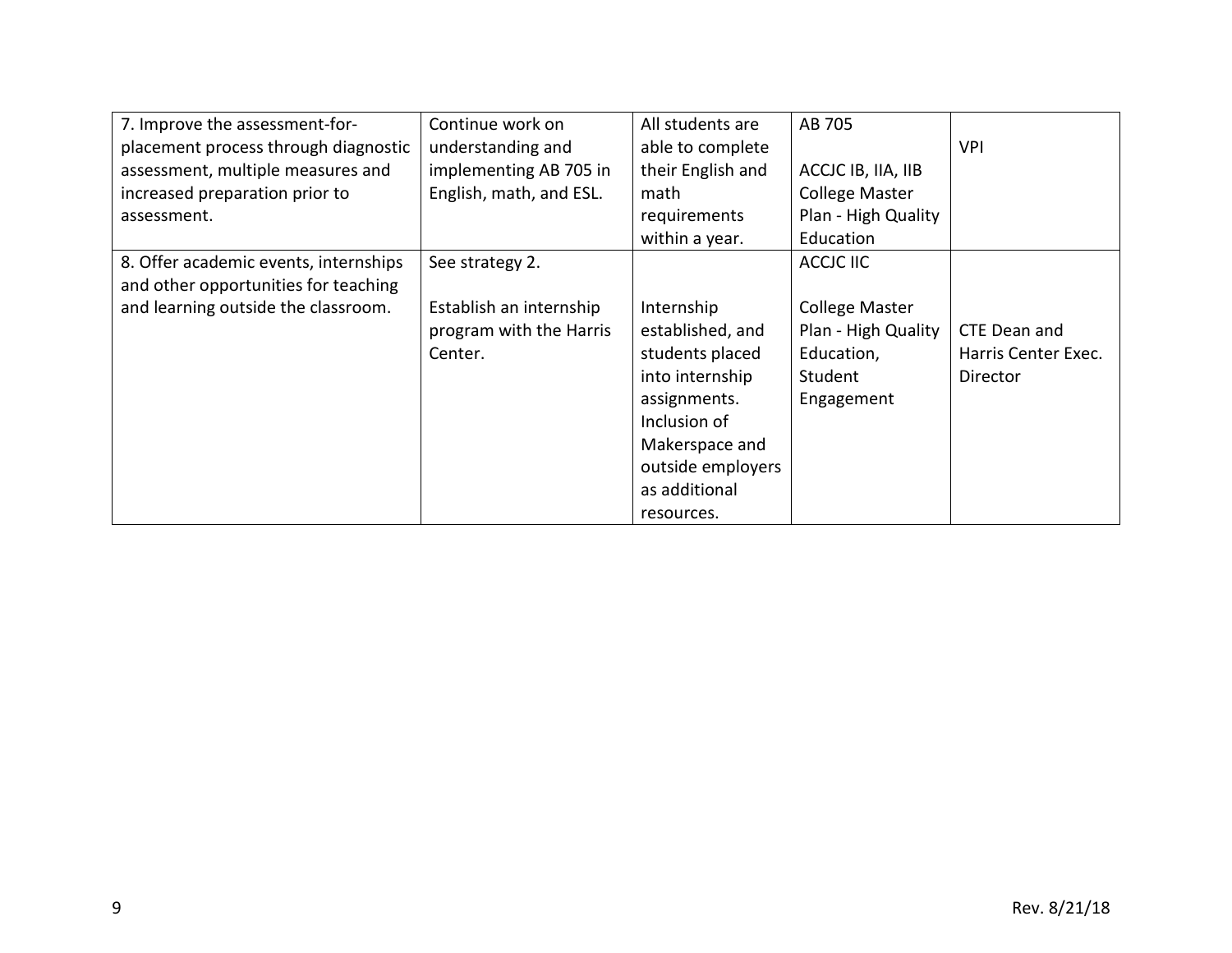| | | | | |
|---|---|---|---|---|
| 7. Improve the assessment-for-placement process through diagnostic assessment, multiple measures and increased preparation prior to assessment. | Continue work on understanding and implementing AB 705 in English, math, and ESL. | All students are able to complete their English and math requirements within a year. | AB 705<br><br>ACCJC IB, IIA, IIB<br>College Master Plan - High Quality Education | VPI |
| 8. Offer academic events, internships and other opportunities for teaching and learning outside the classroom. | See strategy 2.<br><br>Establish an internship program with the Harris Center. | Internship established, and students placed into internship assignments. Inclusion of Makerspace and outside employers as additional resources. | ACCJC IIC<br><br>College Master Plan - High Quality Education, Student Engagement | CTE Dean and Harris Center Exec. Director |

Rev. 8/21/18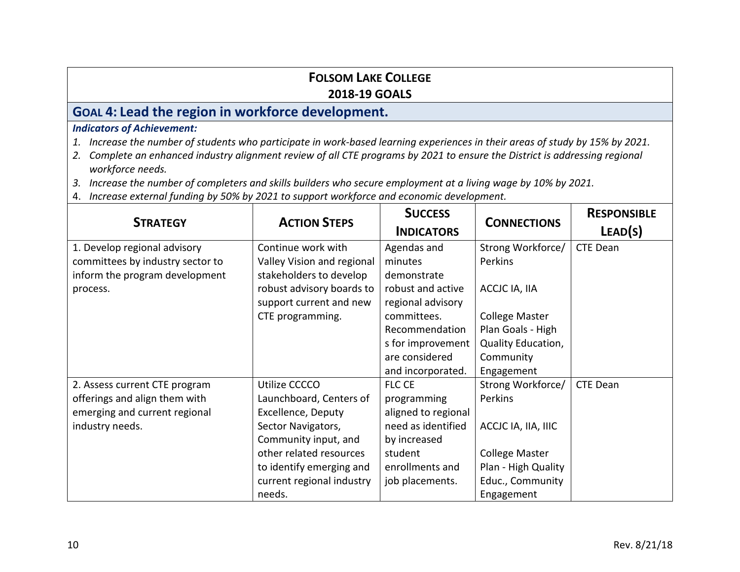# FOLSOM LAKE COLLEGE
## 2018-19 GOALS

## GOAL 4: Lead the region in workforce development.

***Indicators of Achievement:***

1. *Increase the number of students who participate in work-based learning experiences in their areas of study by 15% by 2021.*
2. *Complete an enhanced industry alignment review of all CTE programs by 2021 to ensure the District is addressing regional workforce needs.*
3. *Increase the number of completers and skills builders who secure employment at a living wage by 10% by 2021.*
4. *Increase external funding by 50% by 2021 to support workforce and economic development.*

| STRATEGY | ACTION STEPS | SUCCESS INDICATORS | CONNECTIONS | RESPONSIBLE LEAD(S) |
|---|---|---|---|---|
| 1. Develop regional advisory committees by industry sector to inform the program development process. | Continue work with Valley Vision and regional stakeholders to develop robust advisory boards to support current and new CTE programming. | Agendas and minutes demonstrate robust and active regional advisory committees. Recommendations for improvement are considered and incorporated. | Strong Workforce/ Perkins<br><br>ACCJC IA, IIA<br><br>College Master Plan Goals - High Quality Education, Community Engagement | CTE Dean |
| 2. Assess current CTE program offerings and align them with emerging and current regional industry needs. | Utilize CCCCO Launchboard, Centers of Excellence, Deputy Sector Navigators, Community input, and other related resources to identify emerging and current regional industry needs. | FLC CE programming aligned to regional need as identified by increased student enrollments and job placements. | Strong Workforce/ Perkins<br><br>ACCJC IA, IIA, IIIC<br><br>College Master Plan - High Quality Educ., Community Engagement | CTE Dean |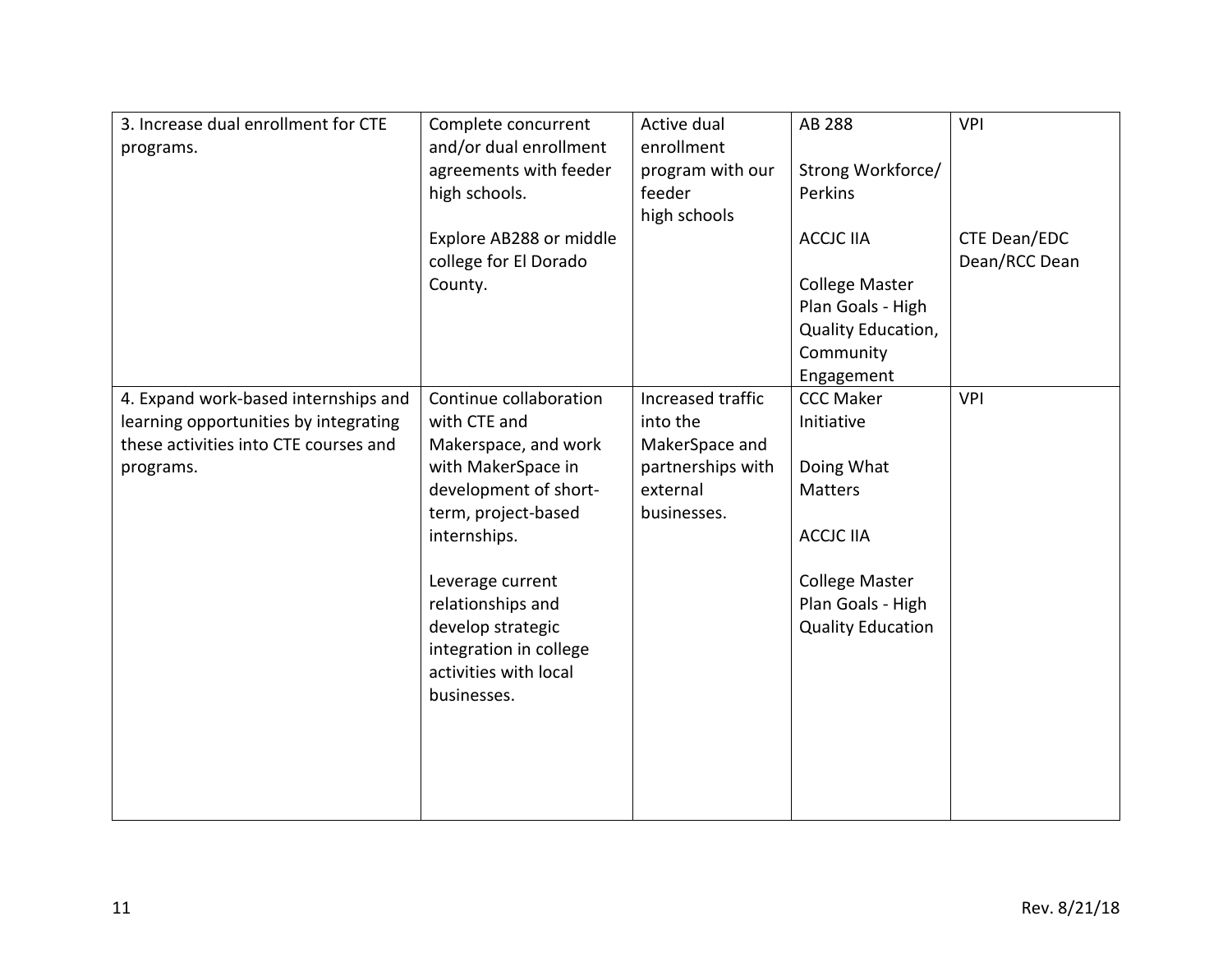| | | | | |
|---|---|---|---|---|
| 3. Increase dual enrollment for CTE programs. | Complete concurrent and/or dual enrollment agreements with feeder high schools.<br><br>Explore AB288 or middle college for El Dorado County. | Active dual enrollment program with our feeder high schools | AB 288<br><br>Strong Workforce/ Perkins<br><br>ACCJC IIA<br><br>College Master Plan Goals - High Quality Education, Community Engagement | VPI<br><br><br><br>CTE Dean/EDC Dean/RCC Dean |
| 4. Expand work-based internships and learning opportunities by integrating these activities into CTE courses and programs. | Continue collaboration with CTE and Makerspace, and work with MakerSpace in development of short-term, project-based internships.<br><br>Leverage current relationships and develop strategic integration in college activities with local businesses. | Increased traffic into the MakerSpace and partnerships with external businesses. | CCC Maker Initiative<br><br>Doing What Matters<br><br>ACCJC IIA<br><br>College Master Plan Goals - High Quality Education | VPI |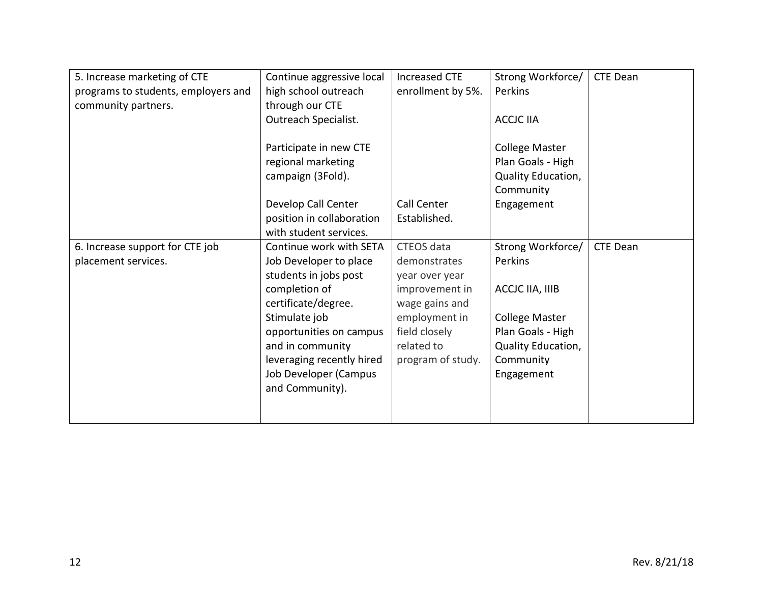| 5. Increase marketing of CTE programs to students, employers and community partners. | Continue aggressive local high school outreach through our CTE Outreach Specialist.<br><br>Participate in new CTE regional marketing campaign (3Fold).<br><br>Develop Call Center position in collaboration with student services. | Increased CTE enrollment by 5%.<br><br>Call Center Established. | Strong Workforce/ Perkins<br><br>ACCJC IIA<br><br>College Master Plan Goals - High Quality Education, Community Engagement | CTE Dean |
|---|---|---|---|---|
| 6. Increase support for CTE job placement services. | Continue work with SETA Job Developer to place students in jobs post completion of certificate/degree. Stimulate job opportunities on campus and in community leveraging recently hired Job Developer (Campus and Community). | CTEOS data demonstrates year over year improvement in wage gains and employment in field closely related to program of study. | Strong Workforce/ Perkins<br><br>ACCJC IIA, IIIB<br><br>College Master Plan Goals - High Quality Education, Community Engagement | CTE Dean |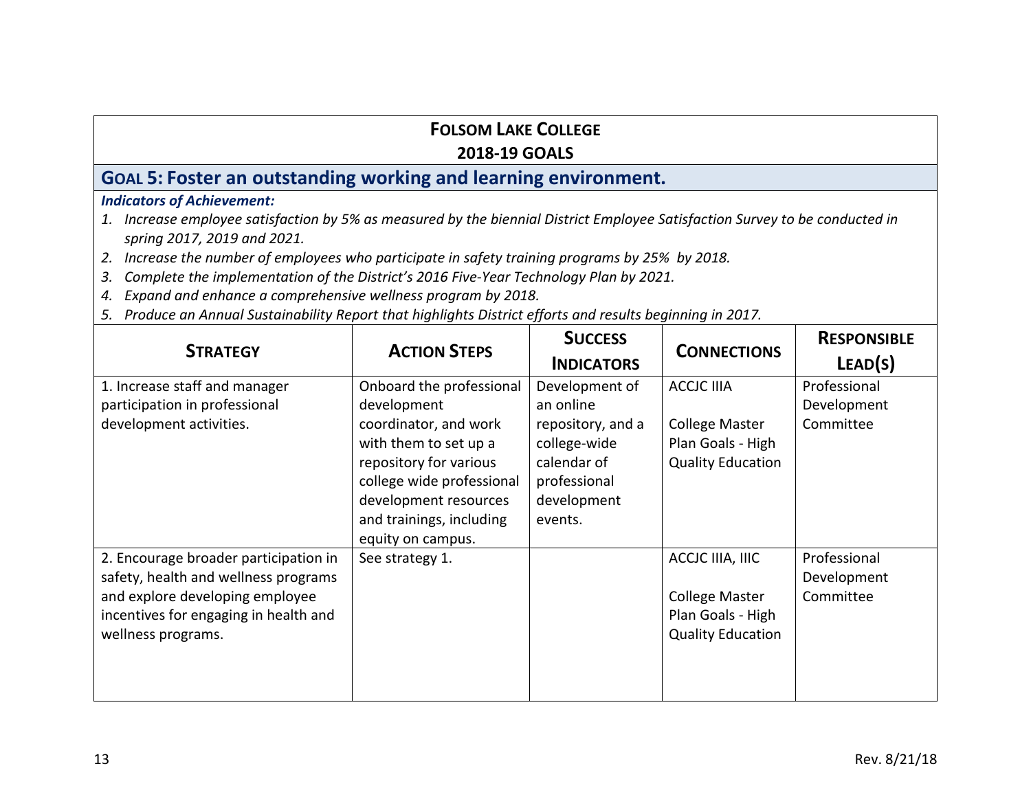**FOLSOM LAKE COLLEGE**
**2018-19 GOALS**

## GOAL 5: Foster an outstanding working and learning environment.

***Indicators of Achievement:***

1. *Increase employee satisfaction by 5% as measured by the biennial District Employee Satisfaction Survey to be conducted in spring 2017, 2019 and 2021.*
2. *Increase the number of employees who participate in safety training programs by 25% by 2018.*
3. *Complete the implementation of the District's 2016 Five-Year Technology Plan by 2021.*
4. *Expand and enhance a comprehensive wellness program by 2018.*
5. *Produce an Annual Sustainability Report that highlights District efforts and results beginning in 2017.*

| STRATEGY | ACTION STEPS | SUCCESS INDICATORS | CONNECTIONS | RESPONSIBLE LEAD(S) |
|---|---|---|---|---|
| 1. Increase staff and manager participation in professional development activities. | Onboard the professional development coordinator, and work with them to set up a repository for various college wide professional development resources and trainings, including equity on campus. | Development of an online repository, and a college-wide calendar of professional development events. | ACCJC IIIA<br><br>College Master Plan Goals - High Quality Education | Professional Development Committee |
| 2. Encourage broader participation in safety, health and wellness programs and explore developing employee incentives for engaging in health and wellness programs. | See strategy 1. | | ACCJC IIIA, IIIC<br><br>College Master Plan Goals - High Quality Education | Professional Development Committee |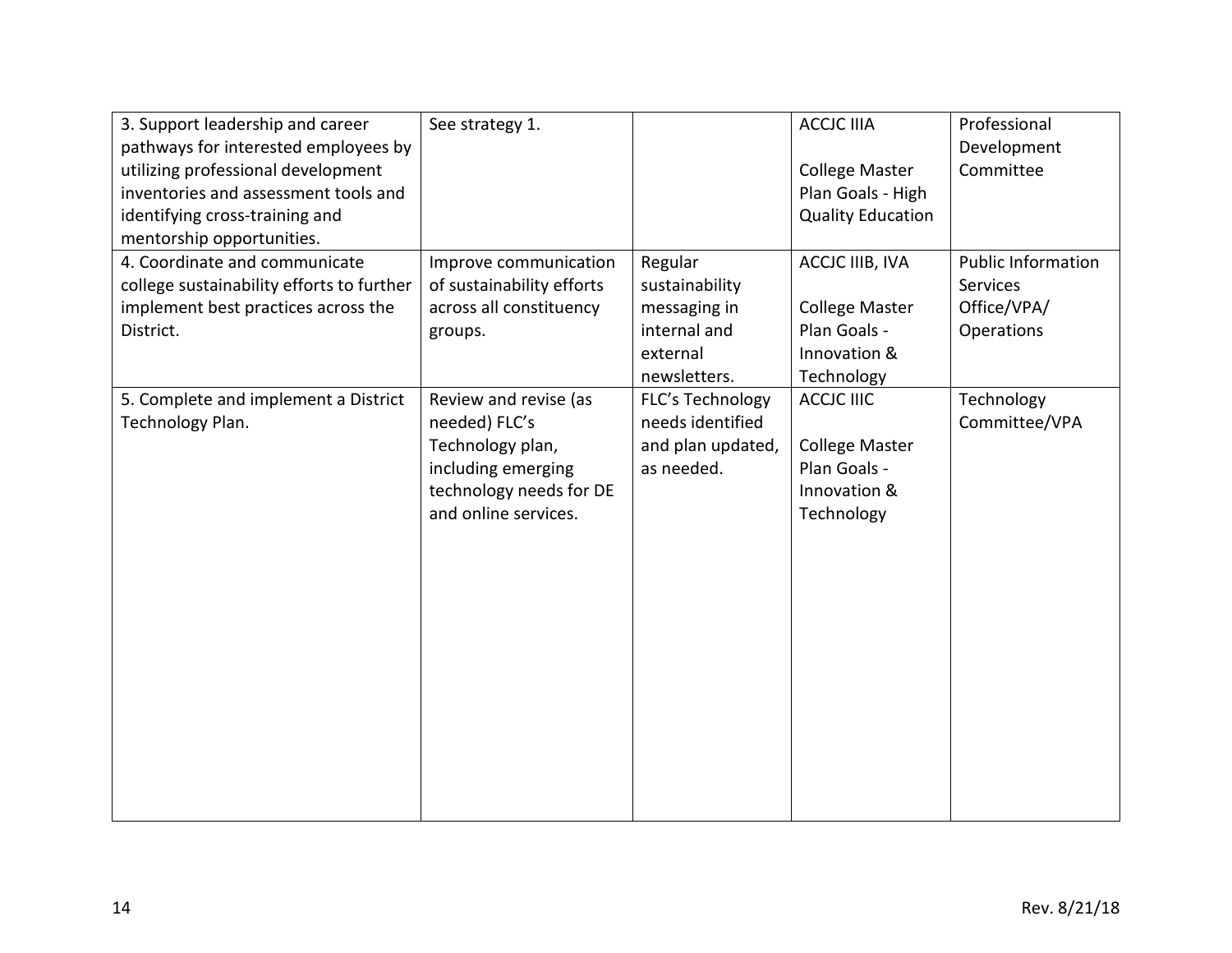| | | | | |
|---|---|---|---|---|
| 3. Support leadership and career pathways for interested employees by utilizing professional development inventories and assessment tools and identifying cross-training and mentorship opportunities. | See strategy 1. | | ACCJC IIIA<br><br>College Master Plan Goals - High Quality Education | Professional Development Committee |
| 4. Coordinate and communicate college sustainability efforts to further implement best practices across the District. | Improve communication of sustainability efforts across all constituency groups. | Regular sustainability messaging in internal and external newsletters. | ACCJC IIIB, IVA<br><br>College Master Plan Goals - Innovation & Technology | Public Information Services Office/VPA/ Operations |
| 5. Complete and implement a District Technology Plan. | Review and revise (as needed) FLC's Technology plan, including emerging technology needs for DE and online services. | FLC's Technology needs identified and plan updated, as needed. | ACCJC IIIC<br><br>College Master Plan Goals - Innovation & Technology | Technology Committee/VPA |

Rev. 8/21/18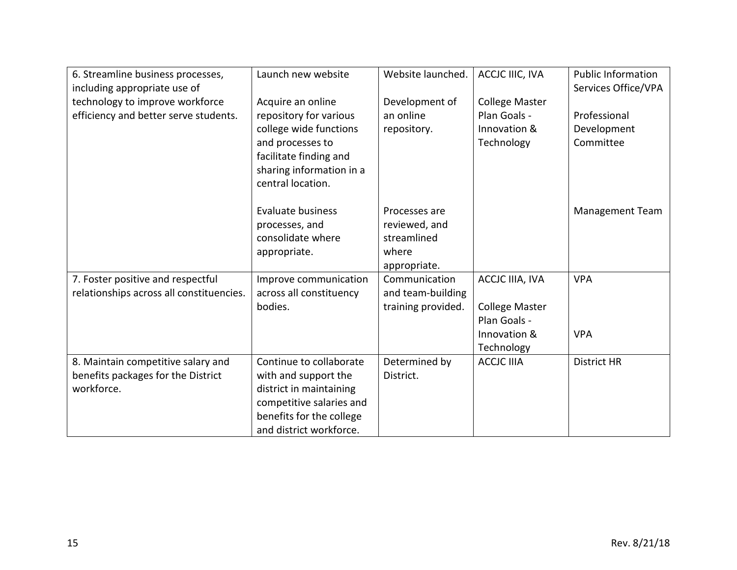| | | | | |
|---|---|---|---|---|
| 6. Streamline business processes, including appropriate use of technology to improve workforce efficiency and better serve students. | Launch new website<br><br>Acquire an online repository for various college wide functions and processes to facilitate finding and sharing information in a central location.<br><br>Evaluate business processes, and consolidate where appropriate. | Website launched.<br><br>Development of an online repository.<br><br>Processes are reviewed, and streamlined where appropriate. | ACCJC IIIC, IVA<br><br>College Master Plan Goals - Innovation & Technology | Public Information Services Office/VPA<br><br>Professional Development Committee<br><br>Management Team |
| 7. Foster positive and respectful relationships across all constituencies. | Improve communication across all constituency bodies. | Communication and team-building training provided. | ACCJC IIIA, IVA<br><br>College Master Plan Goals - Innovation & Technology | VPA<br><br>VPA |
| 8. Maintain competitive salary and benefits packages for the District workforce. | Continue to collaborate with and support the district in maintaining competitive salaries and benefits for the college and district workforce. | Determined by District. | ACCJC IIIA | District HR |

Rev. 8/21/18